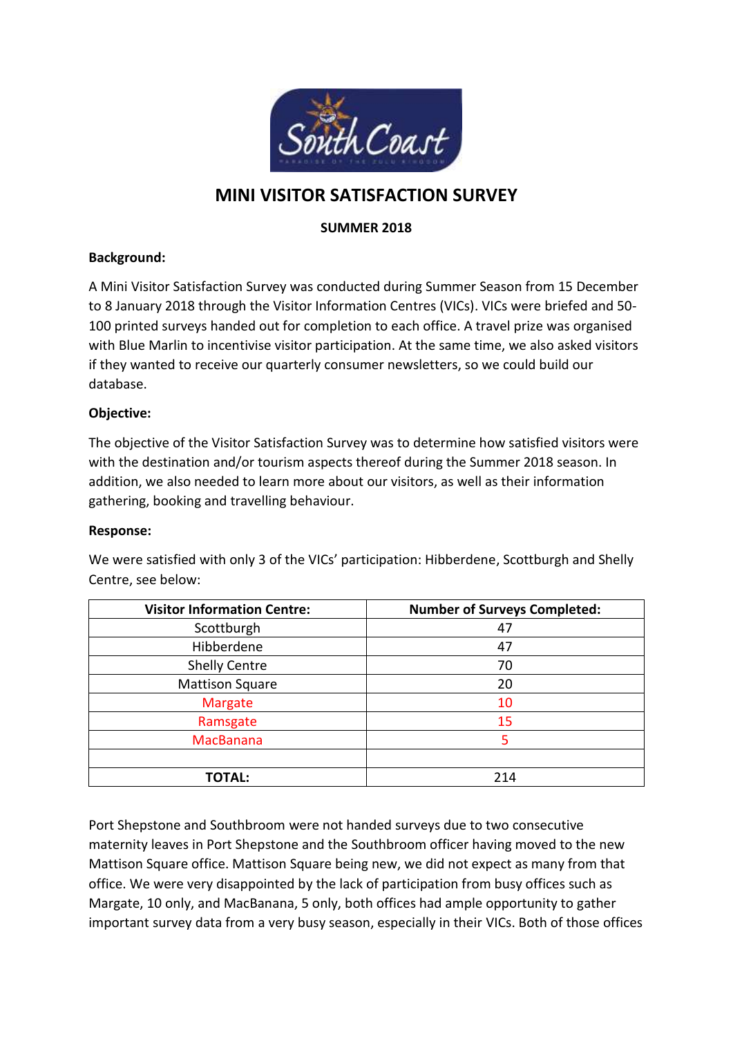# MINI VISITOR SATISFACTION SURVEY

**SUMMER 2018**

**Background:**

A Mini Visitor Satisfaction Survey was conducted during Summer Season from 15 December to 8 January 2018 through the Visitor Information Centres (VICs). VICs were briefed and 50-100 printed surveys handed out for completion to each office. A travel prize was organised with Blue Marlin to incentivise visitor participation. At the same time, we also asked visitors if they wanted to receive our quarterly consumer newsletters, so we could build our database.

**Objective:**

The objective of the Visitor Satisfaction Survey was to determine how satisfied visitors were with the destination and/or tourism aspects thereof during the Summer 2018 season. In addition, we also needed to learn more about our visitors, as well as their information gathering, booking and travelling behaviour.

**Response:**

We were satisfied with only 3 of the VICs' participation: Hibberdene, Scottburgh and Shelly Centre, see below:

| Visitor Information Centre: | Number of Surveys Completed: |
|---|---|
| Scottburgh | 47 |
| Hibberdene | 47 |
| Shelly Centre | 70 |
| Mattison Square | 20 |
| Margate | 10 |
| Ramsgate | 15 |
| MacBanana | 5 |
| | |
| **TOTAL:** | 214 |

Port Shepstone and Southbroom were not handed surveys due to two consecutive maternity leaves in Port Shepstone and the Southbroom officer having moved to the new Mattison Square office. Mattison Square being new, we did not expect as many from that office. We were very disappointed by the lack of participation from busy offices such as Margate, 10 only, and MacBanana, 5 only, both offices had ample opportunity to gather important survey data from a very busy season, especially in their VICs. Both of those offices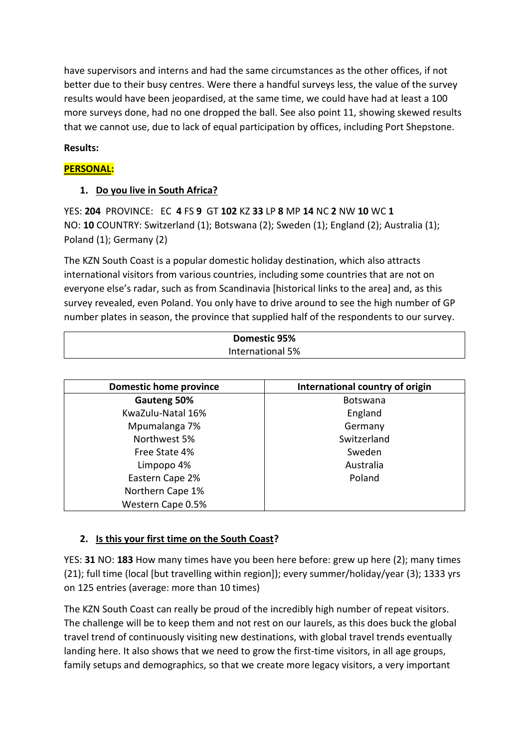have supervisors and interns and had the same circumstances as the other offices, if not better due to their busy centres. Were there a handful surveys less, the value of the survey results would have been jeopardised, at the same time, we could have had at least a 100 more surveys done, had no one dropped the ball. See also point 11, showing skewed results that we cannot use, due to lack of equal participation by offices, including Port Shepstone.

**Results:**

**PERSONAL:**

1. **Do you live in South Africa?**

YES: **204** PROVINCE: EC **4** FS **9** GT **102** KZ **33** LP **8** MP **14** NC **2** NW **10** WC **1**
NO: **10** COUNTRY: Switzerland (1); Botswana (2); Sweden (1); England (2); Australia (1); Poland (1); Germany (2)

The KZN South Coast is a popular domestic holiday destination, which also attracts international visitors from various countries, including some countries that are not on everyone else's radar, such as from Scandinavia [historical links to the area] and, as this survey revealed, even Poland. You only have to drive around to see the high number of GP number plates in season, the province that supplied half of the respondents to our survey.

| **Domestic 95%** |
|---|
| International 5% |

| Domestic home province | International country of origin |
|---|---|
| **Gauteng 50%** | Botswana |
| KwaZulu-Natal 16% | England |
| Mpumalanga 7% | Germany |
| Northwest 5% | Switzerland |
| Free State 4% | Sweden |
| Limpopo 4% | Australia |
| Eastern Cape 2% | Poland |
| Northern Cape 1% | |
| Western Cape 0.5% | |

2. **Is this your first time on the South Coast?**

YES: **31** NO: **183** How many times have you been here before: grew up here (2); many times (21); full time (local [but travelling within region]); every summer/holiday/year (3); 1333 yrs on 125 entries (average: more than 10 times)

The KZN South Coast can really be proud of the incredibly high number of repeat visitors. The challenge will be to keep them and not rest on our laurels, as this does buck the global travel trend of continuously visiting new destinations, with global travel trends eventually landing here. It also shows that we need to grow the first-time visitors, in all age groups, family setups and demographics, so that we create more legacy visitors, a very important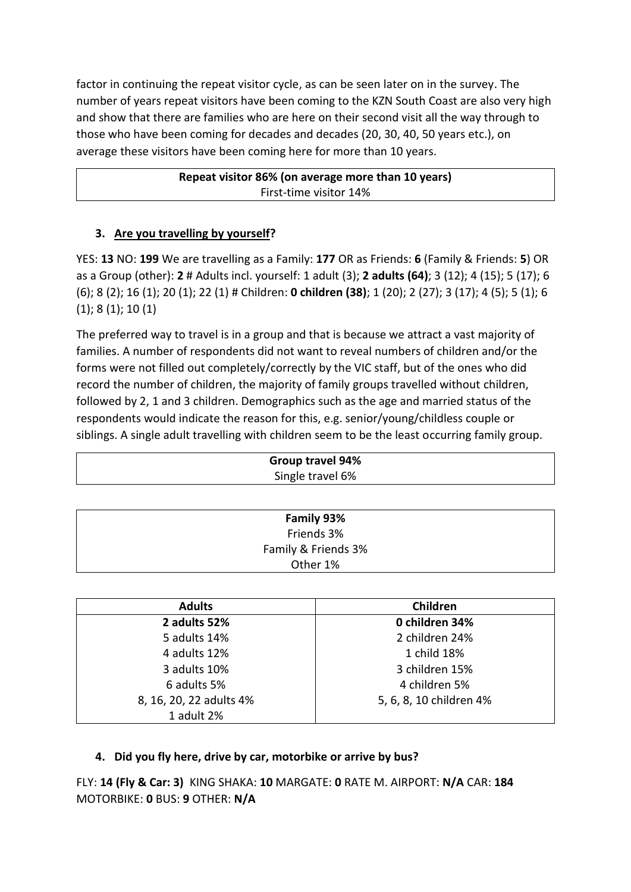factor in continuing the repeat visitor cycle, as can be seen later on in the survey. The number of years repeat visitors have been coming to the KZN South Coast are also very high and show that there are families who are here on their second visit all the way through to those who have been coming for decades and decades (20, 30, 40, 50 years etc.), on average these visitors have been coming here for more than 10 years.

| **Repeat visitor 86% (on average more than 10 years)** |
|---|
| First-time visitor 14% |

3. **Are you travelling by yourself?**

YES: **13** NO: **199** We are travelling as a Family: **177** OR as Friends: **6** (Family & Friends: **5**) OR as a Group (other): **2** # Adults incl. yourself: 1 adult (3); **2 adults (64)**; 3 (12); 4 (15); 5 (17); 6 (6); 8 (2); 16 (1); 20 (1); 22 (1) # Children: **0 children (38)**; 1 (20); 2 (27); 3 (17); 4 (5); 5 (1); 6 (1); 8 (1); 10 (1)

The preferred way to travel is in a group and that is because we attract a vast majority of families. A number of respondents did not want to reveal numbers of children and/or the forms were not filled out completely/correctly by the VIC staff, but of the ones who did record the number of children, the majority of family groups travelled without children, followed by 2, 1 and 3 children. Demographics such as the age and married status of the respondents would indicate the reason for this, e.g. senior/young/childless couple or siblings. A single adult travelling with children seem to be the least occurring family group.

| **Group travel 94%** |
|---|
| Single travel 6% |

| **Family 93%** |
|---|
| Friends 3% |
| Family & Friends 3% |
| Other 1% |

| **Adults** | **Children** |
|---|---|
| **2 adults 52%** | **0 children 34%** |
| 5 adults 14% | 2 children 24% |
| 4 adults 12% | 1 child 18% |
| 3 adults 10% | 3 children 15% |
| 6 adults 5% | 4 children 5% |
| 8, 16, 20, 22 adults 4% | 5, 6, 8, 10 children 4% |
| 1 adult 2% | |

4. **Did you fly here, drive by car, motorbike or arrive by bus?**

FLY: **14 (Fly & Car: 3)** KING SHAKA: **10** MARGATE: **0** RATE M. AIRPORT: **N/A** CAR: **184** MOTORBIKE: **0** BUS: **9** OTHER: **N/A**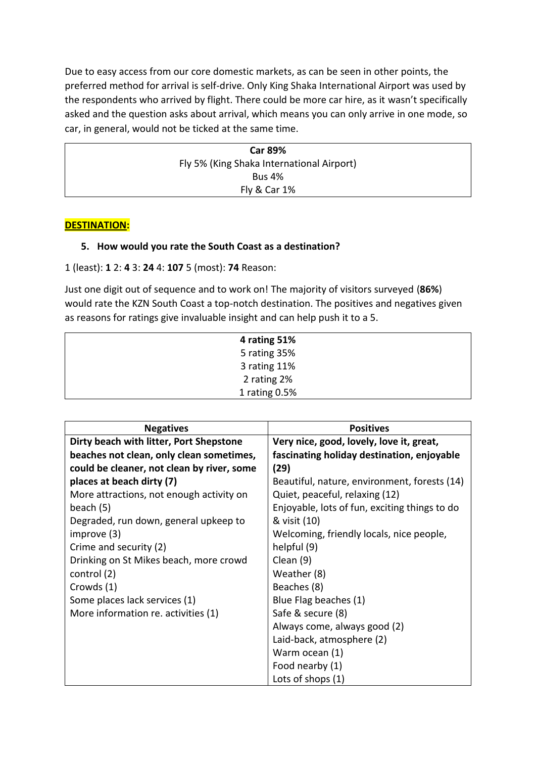Due to easy access from our core domestic markets, as can be seen in other points, the preferred method for arrival is self-drive. Only King Shaka International Airport was used by the respondents who arrived by flight. There could be more car hire, as it wasn't specifically asked and the question asks about arrival, which means you can only arrive in one mode, so car, in general, would not be ticked at the same time.

| **Car 89%** |
|---|
| Fly 5% (King Shaka International Airport) |
| Bus 4% |
| Fly & Car 1% |

## DESTINATION:

**5. How would you rate the South Coast as a destination?**

1 (least): **1** 2: **4** 3: **24** 4: **107** 5 (most): **74** Reason:

Just one digit out of sequence and to work on! The majority of visitors surveyed (**86%**) would rate the KZN South Coast a top-notch destination. The positives and negatives given as reasons for ratings give invaluable insight and can help push it to a 5.

| **4 rating 51%** |
|---|
| 5 rating 35% |
| 3 rating 11% |
| 2 rating 2% |
| 1 rating 0.5% |

| Negatives | Positives |
|---|---|
| **Dirty beach with litter, Port Shepstone beaches not clean, only clean sometimes, could be cleaner, not clean by river, some places at beach dirty (7)** | **Very nice, good, lovely, love it, great, fascinating holiday destination, enjoyable (29)** |
| More attractions, not enough activity on beach (5) | Beautiful, nature, environment, forests (14) |
| Degraded, run down, general upkeep to improve (3) | Quiet, peaceful, relaxing (12) |
| Crime and security (2) | Enjoyable, lots of fun, exciting things to do & visit (10) |
| Drinking on St Mikes beach, more crowd control (2) | Welcoming, friendly locals, nice people, helpful (9) |
| Crowds (1) | Clean (9) |
| Some places lack services (1) | Weather (8) |
| More information re. activities (1) | Beaches (8) |
| | Blue Flag beaches (1) |
| | Safe & secure (8) |
| | Always come, always good (2) |
| | Laid-back, atmosphere (2) |
| | Warm ocean (1) |
| | Food nearby (1) |
| | Lots of shops (1) |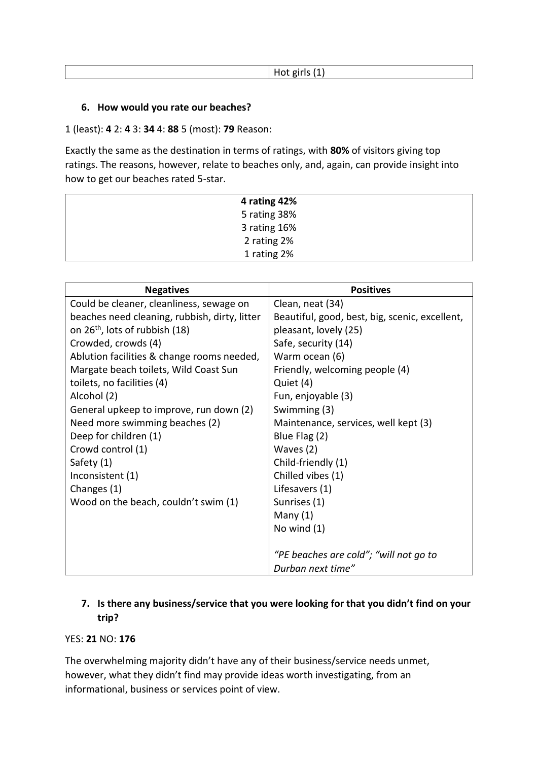| | Hot girls (1) |
|---|---|

**6. How would you rate our beaches?**

1 (least): **4** 2: **4** 3: **34** 4: **88** 5 (most): **79** Reason:

Exactly the same as the destination in terms of ratings, with **80%** of visitors giving top ratings. The reasons, however, relate to beaches only, and, again, can provide insight into how to get our beaches rated 5-star.

| **4 rating 42%** |
|---|
| 5 rating 38% |
| 3 rating 16% |
| 2 rating 2% |
| 1 rating 2% |

| **Negatives** | **Positives** |
|---|---|
| Could be cleaner, cleanliness, sewage on beaches need cleaning, rubbish, dirty, litter on 26th, lots of rubbish (18) | Clean, neat (34) |
| Crowded, crowds (4) | Beautiful, good, best, big, scenic, excellent, pleasant, lovely (25) |
| Ablution facilities & change rooms needed, Margate beach toilets, Wild Coast Sun toilets, no facilities (4) | Safe, security (14) |
| Alcohol (2) | Warm ocean (6) |
| General upkeep to improve, run down (2) | Friendly, welcoming people (4) |
| Need more swimming beaches (2) | Quiet (4) |
| Deep for children (1) | Fun, enjoyable (3) |
| Crowd control (1) | Swimming (3) |
| Safety (1) | Maintenance, services, well kept (3) |
| Inconsistent (1) | Blue Flag (2) |
| Changes (1) | Waves (2) |
| Wood on the beach, couldn't swim (1) | Child-friendly (1) |
| | Chilled vibes (1) |
| | Lifesavers (1) |
| | Sunrises (1) |
| | Many (1) |
| | No wind (1) |
| | *"PE beaches are cold"; "will not go to Durban next time"* |

**7. Is there any business/service that you were looking for that you didn't find on your trip?**

YES: **21** NO: **176**

The overwhelming majority didn't have any of their business/service needs unmet, however, what they didn't find may provide ideas worth investigating, from an informational, business or services point of view.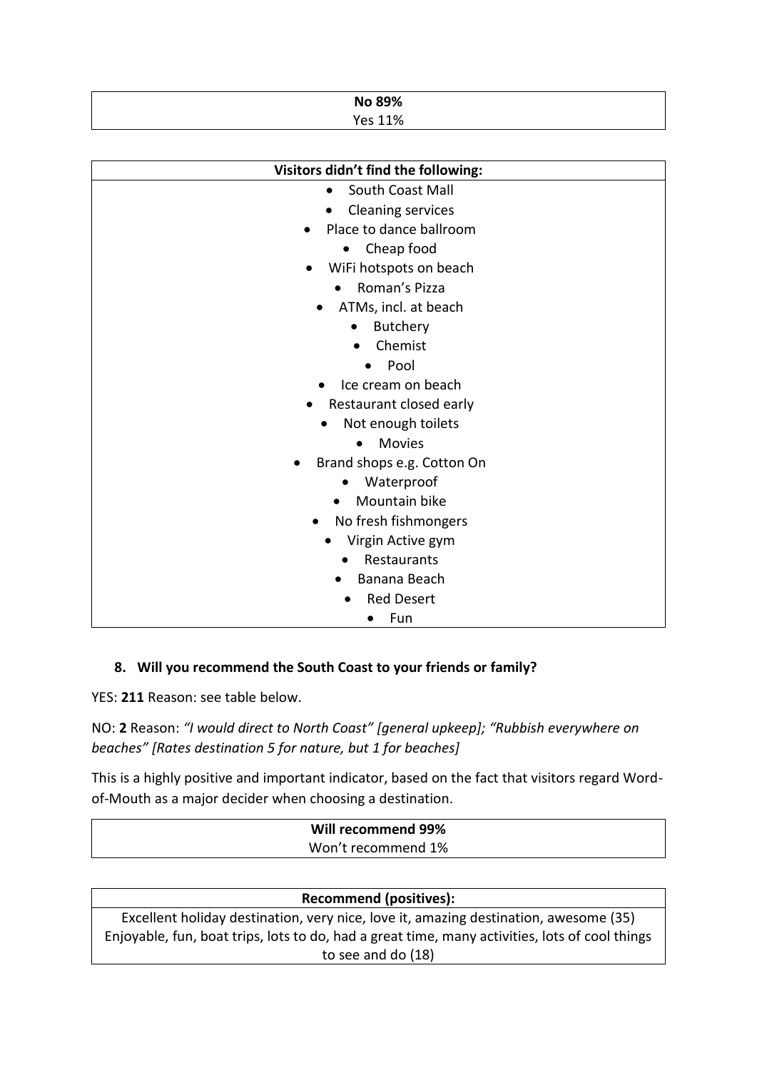| **No 89%** |
| --- |
| Yes 11% |

| **Visitors didn't find the following:** |
| --- |
| • South Coast Mall<br>• Cleaning services<br>• Place to dance ballroom<br>• Cheap food<br>• WiFi hotspots on beach<br>• Roman's Pizza<br>• ATMs, incl. at beach<br>• Butchery<br>• Chemist<br>• Pool<br>• Ice cream on beach<br>• Restaurant closed early<br>• Not enough toilets<br>• Movies<br>• Brand shops e.g. Cotton On<br>• Waterproof<br>• Mountain bike<br>• No fresh fishmongers<br>• Virgin Active gym<br>• Restaurants<br>• Banana Beach<br>• Red Desert<br>• Fun |

### 8. Will you recommend the South Coast to your friends or family?

YES: **211** Reason: see table below.

NO: **2** Reason: *"I would direct to North Coast" [general upkeep]; "Rubbish everywhere on beaches" [Rates destination 5 for nature, but 1 for beaches]*

This is a highly positive and important indicator, based on the fact that visitors regard Word-of-Mouth as a major decider when choosing a destination.

| **Will recommend 99%** |
| --- |
| Won't recommend 1% |

| **Recommend (positives):** |
| --- |
| Excellent holiday destination, very nice, love it, amazing destination, awesome (35) |
| Enjoyable, fun, boat trips, lots to do, had a great time, many activities, lots of cool things to see and do (18) |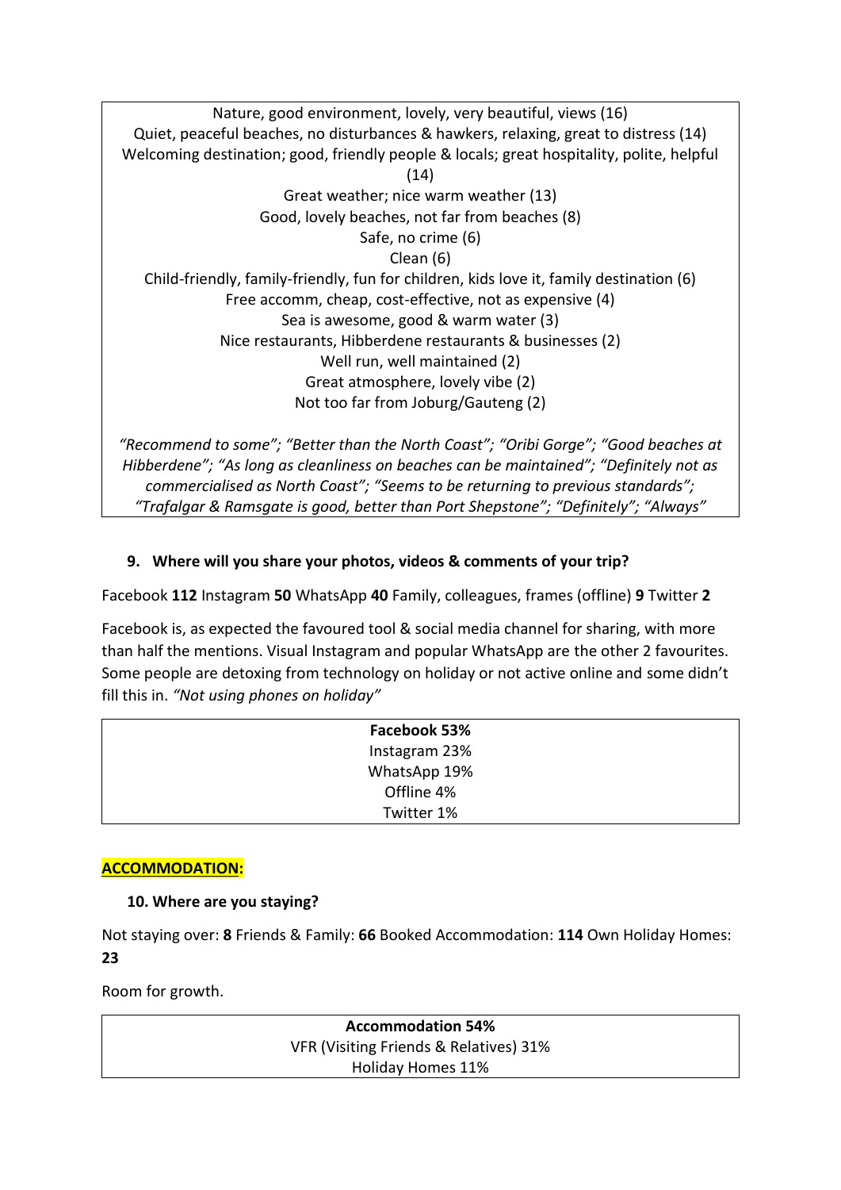Nature, good environment, lovely, very beautiful, views (16)
Quiet, peaceful beaches, no disturbances & hawkers, relaxing, great to distress (14)
Welcoming destination; good, friendly people & locals; great hospitality, polite, helpful (14)
Great weather; nice warm weather (13)
Good, lovely beaches, not far from beaches (8)
Safe, no crime (6)
Clean (6)
Child-friendly, family-friendly, fun for children, kids love it, family destination (6)
Free accomm, cheap, cost-effective, not as expensive (4)
Sea is awesome, good & warm water (3)
Nice restaurants, Hibberdene restaurants & businesses (2)
Well run, well maintained (2)
Great atmosphere, lovely vibe (2)
Not too far from Joburg/Gauteng (2)

*"Recommend to some"; "Better than the North Coast"; "Oribi Gorge"; "Good beaches at Hibberdene"; "As long as cleanliness on beaches can be maintained"; "Definitely not as commercialised as North Coast"; "Seems to be returning to previous standards"; "Trafalgar & Ramsgate is good, better than Port Shepstone"; "Definitely"; "Always"*

**9. Where will you share your photos, videos & comments of your trip?**

Facebook **112** Instagram **50** WhatsApp **40** Family, colleagues, frames (offline) **9** Twitter **2**

Facebook is, as expected the favoured tool & social media channel for sharing, with more than half the mentions. Visual Instagram and popular WhatsApp are the other 2 favourites. Some people are detoxing from technology on holiday or not active online and some didn't fill this in. *"Not using phones on holiday"*

**Facebook 53%**
Instagram 23%
WhatsApp 19%
Offline 4%
Twitter 1%

## ACCOMMODATION:

**10. Where are you staying?**

Not staying over: **8** Friends & Family: **66** Booked Accommodation: **114** Own Holiday Homes: **23**

Room for growth.

**Accommodation 54%**
VFR (Visiting Friends & Relatives) 31%
Holiday Homes 11%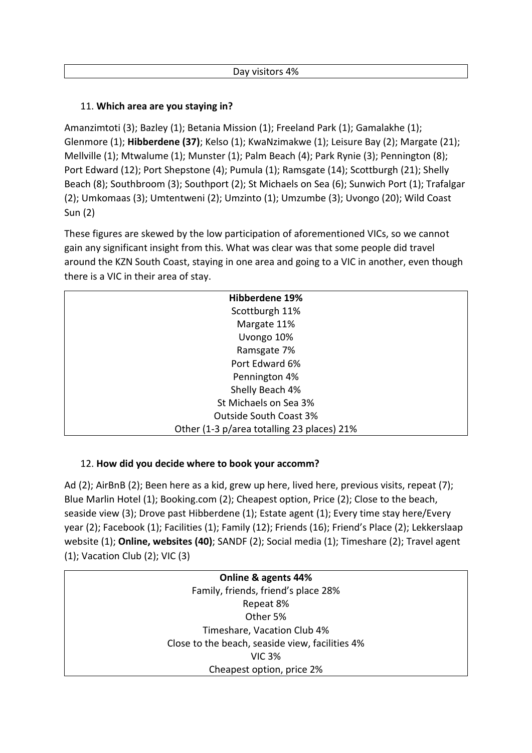| Day visitors 4% |
|---|

11. **Which area are you staying in?**

Amanzimtoti (3); Bazley (1); Betania Mission (1); Freeland Park (1); Gamalakhe (1); Glenmore (1); **Hibberdene (37)**; Kelso (1); KwaNzimakwe (1); Leisure Bay (2); Margate (21); Mellville (1); Mtwalume (1); Munster (1); Palm Beach (4); Park Rynie (3); Pennington (8); Port Edward (12); Port Shepstone (4); Pumula (1); Ramsgate (14); Scottburgh (21); Shelly Beach (8); Southbroom (3); Southport (2); St Michaels on Sea (6); Sunwich Port (1); Trafalgar (2); Umkomaas (3); Umtentweni (2); Umzinto (1); Umzumbe (3); Uvongo (20); Wild Coast Sun (2)

These figures are skewed by the low participation of aforementioned VICs, so we cannot gain any significant insight from this. What was clear was that some people did travel around the KZN South Coast, staying in one area and going to a VIC in another, even though there is a VIC in their area of stay.

| **Hibberdene 19%** |
|---|
| Scottburgh 11% |
| Margate 11% |
| Uvongo 10% |
| Ramsgate 7% |
| Port Edward 6% |
| Pennington 4% |
| Shelly Beach 4% |
| St Michaels on Sea 3% |
| Outside South Coast 3% |
| Other (1-3 p/area totalling 23 places) 21% |

12. **How did you decide where to book your accomm?**

Ad (2); AirBnB (2); Been here as a kid, grew up here, lived here, previous visits, repeat (7); Blue Marlin Hotel (1); Booking.com (2); Cheapest option, Price (2); Close to the beach, seaside view (3); Drove past Hibberdene (1); Estate agent (1); Every time stay here/Every year (2); Facebook (1); Facilities (1); Family (12); Friends (16); Friend's Place (2); Lekkerslaap website (1); **Online, websites (40)**; SANDF (2); Social media (1); Timeshare (2); Travel agent (1); Vacation Club (2); VIC (3)

| **Online & agents 44%** |
|---|
| Family, friends, friend's place 28% |
| Repeat 8% |
| Other 5% |
| Timeshare, Vacation Club 4% |
| Close to the beach, seaside view, facilities 4% |
| VIC 3% |
| Cheapest option, price 2% |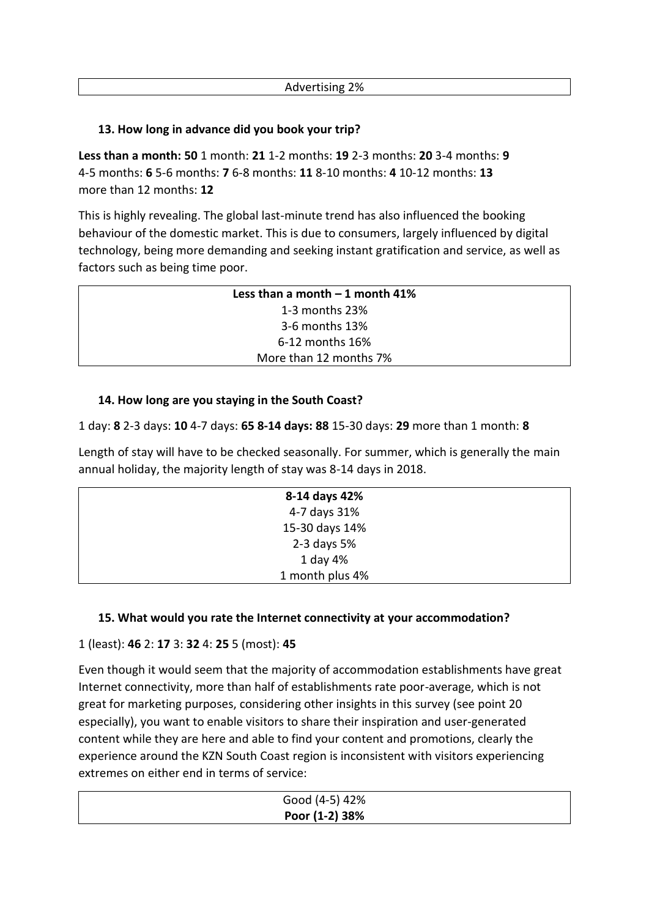| Advertising 2% |
|---|

**13. How long in advance did you book your trip?**

**Less than a month: 50** 1 month: **21** 1-2 months: **19** 2-3 months: **20** 3-4 months: **9** 4-5 months: **6** 5-6 months: **7** 6-8 months: **11** 8-10 months: **4** 10-12 months: **13** more than 12 months: **12**

This is highly revealing. The global last-minute trend has also influenced the booking behaviour of the domestic market. This is due to consumers, largely influenced by digital technology, being more demanding and seeking instant gratification and service, as well as factors such as being time poor.

| **Less than a month – 1 month 41%** |
|---|
| 1-3 months 23% |
| 3-6 months 13% |
| 6-12 months 16% |
| More than 12 months 7% |

**14. How long are you staying in the South Coast?**

1 day: **8** 2-3 days: **10** 4-7 days: **65 8-14 days: 88** 15-30 days: **29** more than 1 month: **8**

Length of stay will have to be checked seasonally. For summer, which is generally the main annual holiday, the majority length of stay was 8-14 days in 2018.

| **8-14 days 42%** |
|---|
| 4-7 days 31% |
| 15-30 days 14% |
| 2-3 days 5% |
| 1 day 4% |
| 1 month plus 4% |

**15. What would you rate the Internet connectivity at your accommodation?**

1 (least): **46** 2: **17** 3: **32** 4: **25** 5 (most): **45**

Even though it would seem that the majority of accommodation establishments have great Internet connectivity, more than half of establishments rate poor-average, which is not great for marketing purposes, considering other insights in this survey (see point 20 especially), you want to enable visitors to share their inspiration and user-generated content while they are here and able to find your content and promotions, clearly the experience around the KZN South Coast region is inconsistent with visitors experiencing extremes on either end in terms of service:

| Good (4-5) 42% |
|---|
| **Poor (1-2) 38%** |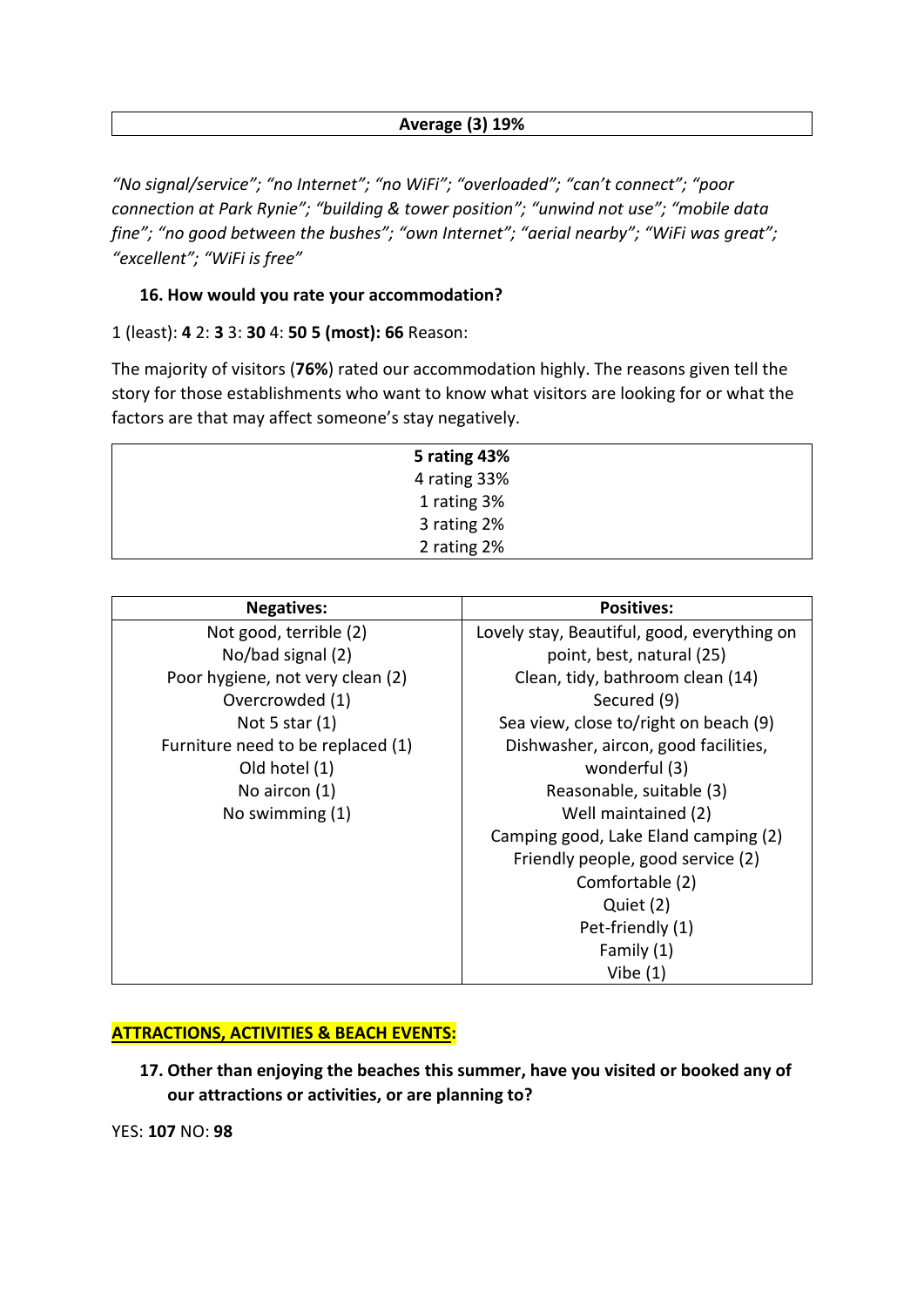| **Average (3) 19%** |
|---|

*"No signal/service"; "no Internet"; "no WiFi"; "overloaded"; "can't connect"; "poor connection at Park Rynie"; "building & tower position"; "unwind not use"; "mobile data fine"; "no good between the bushes"; "own Internet"; "aerial nearby"; "WiFi was great"; "excellent"; "WiFi is free"*

**16. How would you rate your accommodation?**

1 (least): **4** 2: **3** 3: **30** 4: **50** **5 (most): 66** Reason:

The majority of visitors (**76%**) rated our accommodation highly. The reasons given tell the story for those establishments who want to know what visitors are looking for or what the factors are that may affect someone's stay negatively.

| **5 rating 43%** |
|---|
| 4 rating 33% |
| 1 rating 3% |
| 3 rating 2% |
| 2 rating 2% |

| **Negatives:** | **Positives:** |
|---|---|
| Not good, terrible (2) | Lovely stay, Beautiful, good, everything on point, best, natural (25) |
| No/bad signal (2) | Clean, tidy, bathroom clean (14) |
| Poor hygiene, not very clean (2) | Secured (9) |
| Overcrowded (1) | Sea view, close to/right on beach (9) |
| Not 5 star (1) | Dishwasher, aircon, good facilities, wonderful (3) |
| Furniture need to be replaced (1) | Reasonable, suitable (3) |
| Old hotel (1) | Well maintained (2) |
| No aircon (1) | Camping good, Lake Eland camping (2) |
| No swimming (1) | Friendly people, good service (2) |
| | Comfortable (2) |
| | Quiet (2) |
| | Pet-friendly (1) |
| | Family (1) |
| | Vibe (1) |

## ATTRACTIONS, ACTIVITIES & BEACH EVENTS:

**17. Other than enjoying the beaches this summer, have you visited or booked any of our attractions or activities, or are planning to?**

YES: **107** NO: **98**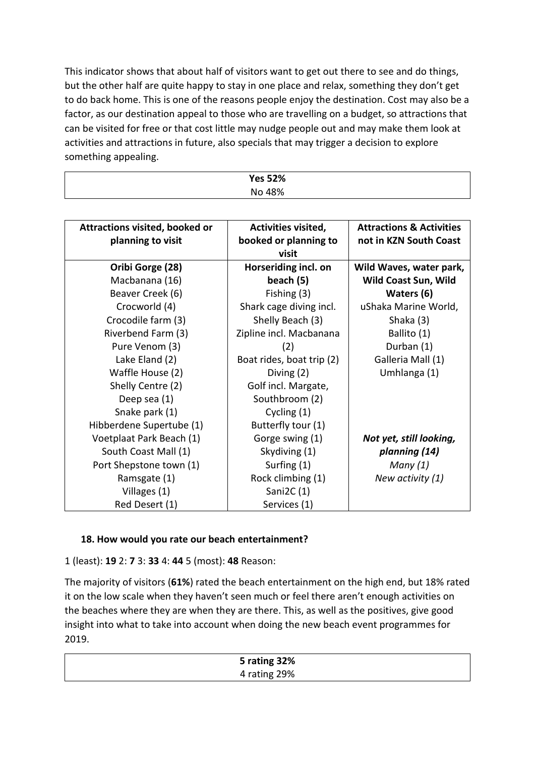This indicator shows that about half of visitors want to get out there to see and do things, but the other half are quite happy to stay in one place and relax, something they don't get to do back home. This is one of the reasons people enjoy the destination. Cost may also be a factor, as our destination appeal to those who are travelling on a budget, so attractions that can be visited for free or that cost little may nudge people out and may make them look at activities and attractions in future, also specials that may trigger a decision to explore something appealing.

| **Yes 52%**<br>No 48% |
|---|

| Attractions visited, booked or planning to visit | Activities visited, booked or planning to visit | Attractions & Activities not in KZN South Coast |
|---|---|---|
| **Oribi Gorge (28)** | **Horseriding incl. on beach (5)** | **Wild Waves, water park, Wild Coast Sun, Wild Waters (6)** |
| Macbanana (16) | Fishing (3) | uShaka Marine World, Shaka (3) |
| Beaver Creek (6) | Shark cage diving incl. Shelly Beach (3) | Ballito (1) |
| Crocworld (4) | Zipline incl. Macbanana (2) | Durban (1) |
| Crocodile farm (3) | Boat rides, boat trip (2) | Galleria Mall (1) |
| Riverbend Farm (3) | Diving (2) | Umhlanga (1) |
| Pure Venom (3) | Golf incl. Margate, Southbroom (2) | |
| Lake Eland (2) | Cycling (1) | |
| Waffle House (2) | Butterfly tour (1) | |
| Shelly Centre (2) | Gorge swing (1) | ***Not yet, still looking, planning (14)*** |
| Deep sea (1) | Skydiving (1) | *Many (1)* |
| Snake park (1) | Surfing (1) | *New activity (1)* |
| Hibberdene Supertube (1) | Rock climbing (1) | |
| Voetplaat Park Beach (1) | Sani2C (1) | |
| South Coast Mall (1) | Services (1) | |
| Port Shepstone town (1) | | |
| Ramsgate (1) | | |
| Villages (1) | | |
| Red Desert (1) | | |

### 18. How would you rate our beach entertainment?

1 (least): **19** 2: **7** 3: **33** 4: **44** 5 (most): **48** Reason:

The majority of visitors (**61%**) rated the beach entertainment on the high end, but 18% rated it on the low scale when they haven't seen much or feel there aren't enough activities on the beaches where they are when they are there. This, as well as the positives, give good insight into what to take into account when doing the new beach event programmes for 2019.

| **5 rating 32%**<br>4 rating 29% |
|---|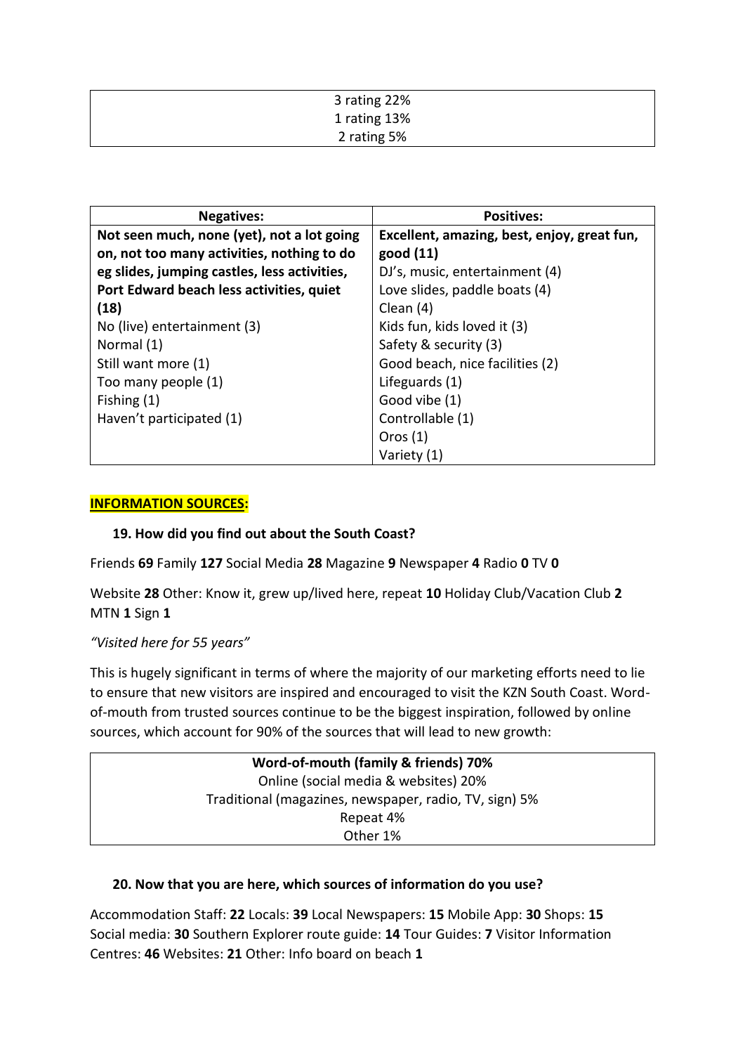| 3 rating 22%<br>1 rating 13%<br>2 rating 5% |
|---|

| Negatives: | Positives: |
|---|---|
| **Not seen much, none (yet), not a lot going on, not too many activities, nothing to do eg slides, jumping castles, less activities, Port Edward beach less activities, quiet (18)** | **Excellent, amazing, best, enjoy, great fun, good (11)** |
| No (live) entertainment (3) | DJ's, music, entertainment (4) |
| Normal (1) | Love slides, paddle boats (4) |
| Still want more (1) | Clean (4) |
| Too many people (1) | Kids fun, kids loved it (3) |
| Fishing (1) | Safety & security (3) |
| Haven't participated (1) | Good beach, nice facilities (2) |
| | Lifeguards (1) |
| | Good vibe (1) |
| | Controllable (1) |
| | Oros (1) |
| | Variety (1) |

## INFORMATION SOURCES:

### 19. How did you find out about the South Coast?

Friends **69** Family **127** Social Media **28** Magazine **9** Newspaper **4** Radio **0** TV **0**

Website **28** Other: Know it, grew up/lived here, repeat **10** Holiday Club/Vacation Club **2** MTN **1** Sign **1**

*"Visited here for 55 years"*

This is hugely significant in terms of where the majority of our marketing efforts need to lie to ensure that new visitors are inspired and encouraged to visit the KZN South Coast. Word-of-mouth from trusted sources continue to be the biggest inspiration, followed by online sources, which account for 90% of the sources that will lead to new growth:

| **Word-of-mouth (family & friends) 70%**<br>Online (social media & websites) 20%<br>Traditional (magazines, newspaper, radio, TV, sign) 5%<br>Repeat 4%<br>Other 1% |
|---|

### 20. Now that you are here, which sources of information do you use?

Accommodation Staff: **22** Locals: **39** Local Newspapers: **15** Mobile App: **30** Shops: **15** Social media: **30** Southern Explorer route guide: **14** Tour Guides: **7** Visitor Information Centres: **46** Websites: **21** Other: Info board on beach **1**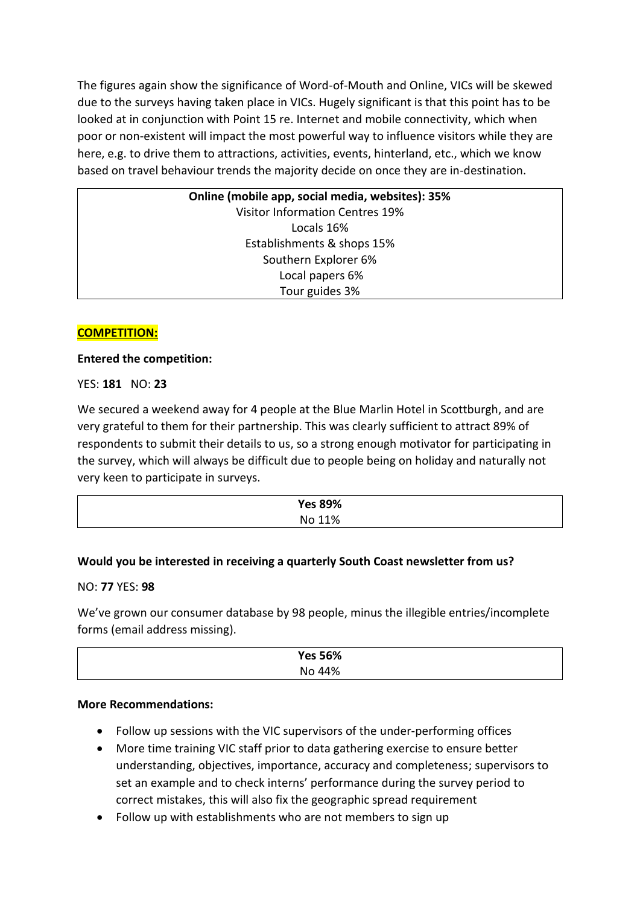The figures again show the significance of Word-of-Mouth and Online, VICs will be skewed due to the surveys having taken place in VICs. Hugely significant is that this point has to be looked at in conjunction with Point 15 re. Internet and mobile connectivity, which when poor or non-existent will impact the most powerful way to influence visitors while they are here, e.g. to drive them to attractions, activities, events, hinterland, etc., which we know based on travel behaviour trends the majority decide on once they are in-destination.

| **Online (mobile app, social media, websites): 35%** |
|---|
| Visitor Information Centres 19% |
| Locals 16% |
| Establishments & shops 15% |
| Southern Explorer 6% |
| Local papers 6% |
| Tour guides 3% |

## COMPETITION:

**Entered the competition:**

YES: **181** NO: **23**

We secured a weekend away for 4 people at the Blue Marlin Hotel in Scottburgh, and are very grateful to them for their partnership. This was clearly sufficient to attract 89% of respondents to submit their details to us, so a strong enough motivator for participating in the survey, which will always be difficult due to people being on holiday and naturally not very keen to participate in surveys.

| **Yes 89%** |
|---|
| No 11% |

**Would you be interested in receiving a quarterly South Coast newsletter from us?**

NO: **77** YES: **98**

We've grown our consumer database by 98 people, minus the illegible entries/incomplete forms (email address missing).

| **Yes 56%** |
|---|
| No 44% |

**More Recommendations:**

- Follow up sessions with the VIC supervisors of the under-performing offices
- More time training VIC staff prior to data gathering exercise to ensure better understanding, objectives, importance, accuracy and completeness; supervisors to set an example and to check interns' performance during the survey period to correct mistakes, this will also fix the geographic spread requirement
- Follow up with establishments who are not members to sign up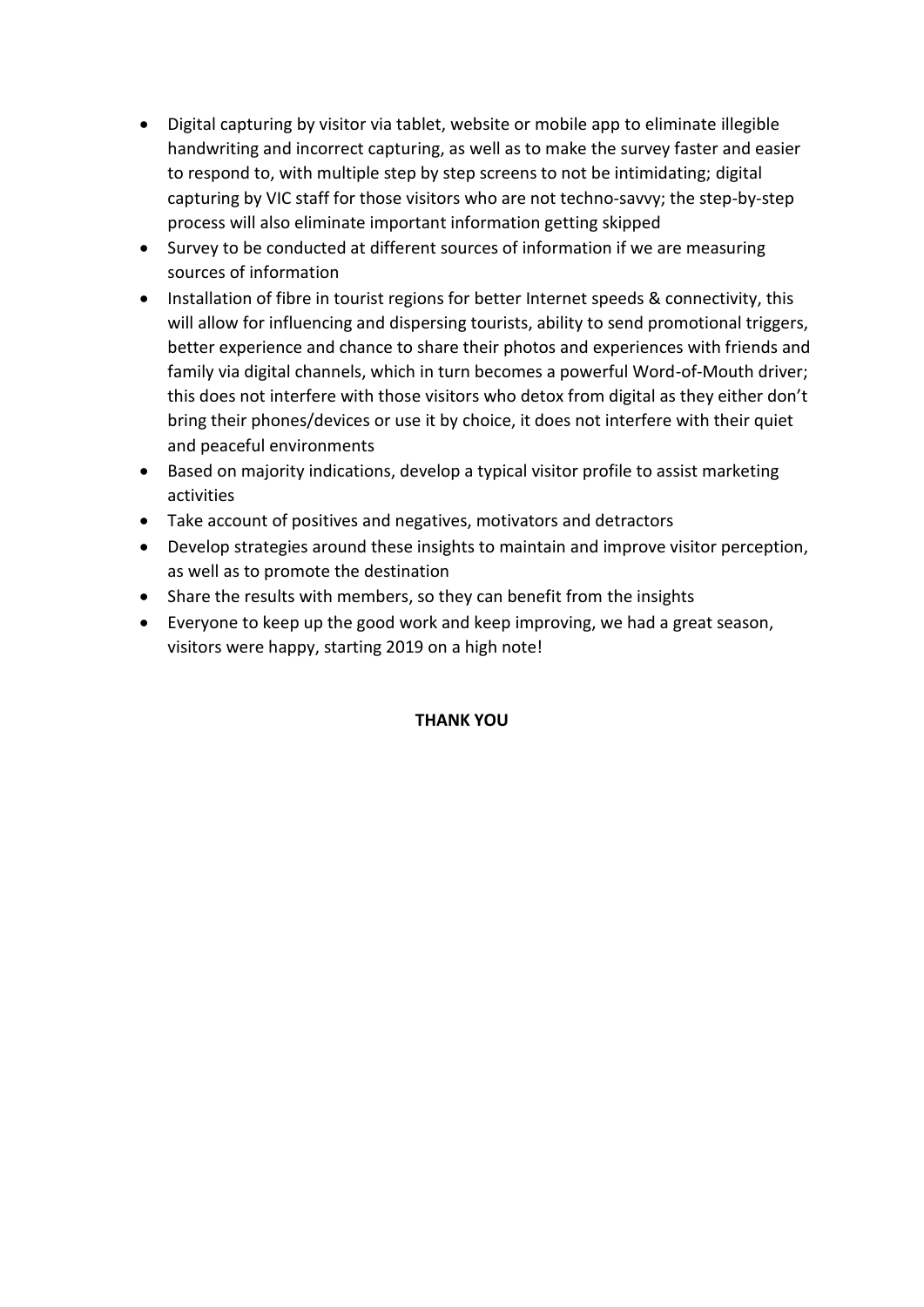- Digital capturing by visitor via tablet, website or mobile app to eliminate illegible handwriting and incorrect capturing, as well as to make the survey faster and easier to respond to, with multiple step by step screens to not be intimidating; digital capturing by VIC staff for those visitors who are not techno-savvy; the step-by-step process will also eliminate important information getting skipped
- Survey to be conducted at different sources of information if we are measuring sources of information
- Installation of fibre in tourist regions for better Internet speeds & connectivity, this will allow for influencing and dispersing tourists, ability to send promotional triggers, better experience and chance to share their photos and experiences with friends and family via digital channels, which in turn becomes a powerful Word-of-Mouth driver; this does not interfere with those visitors who detox from digital as they either don't bring their phones/devices or use it by choice, it does not interfere with their quiet and peaceful environments
- Based on majority indications, develop a typical visitor profile to assist marketing activities
- Take account of positives and negatives, motivators and detractors
- Develop strategies around these insights to maintain and improve visitor perception, as well as to promote the destination
- Share the results with members, so they can benefit from the insights
- Everyone to keep up the good work and keep improving, we had a great season, visitors were happy, starting 2019 on a high note!

**THANK YOU**